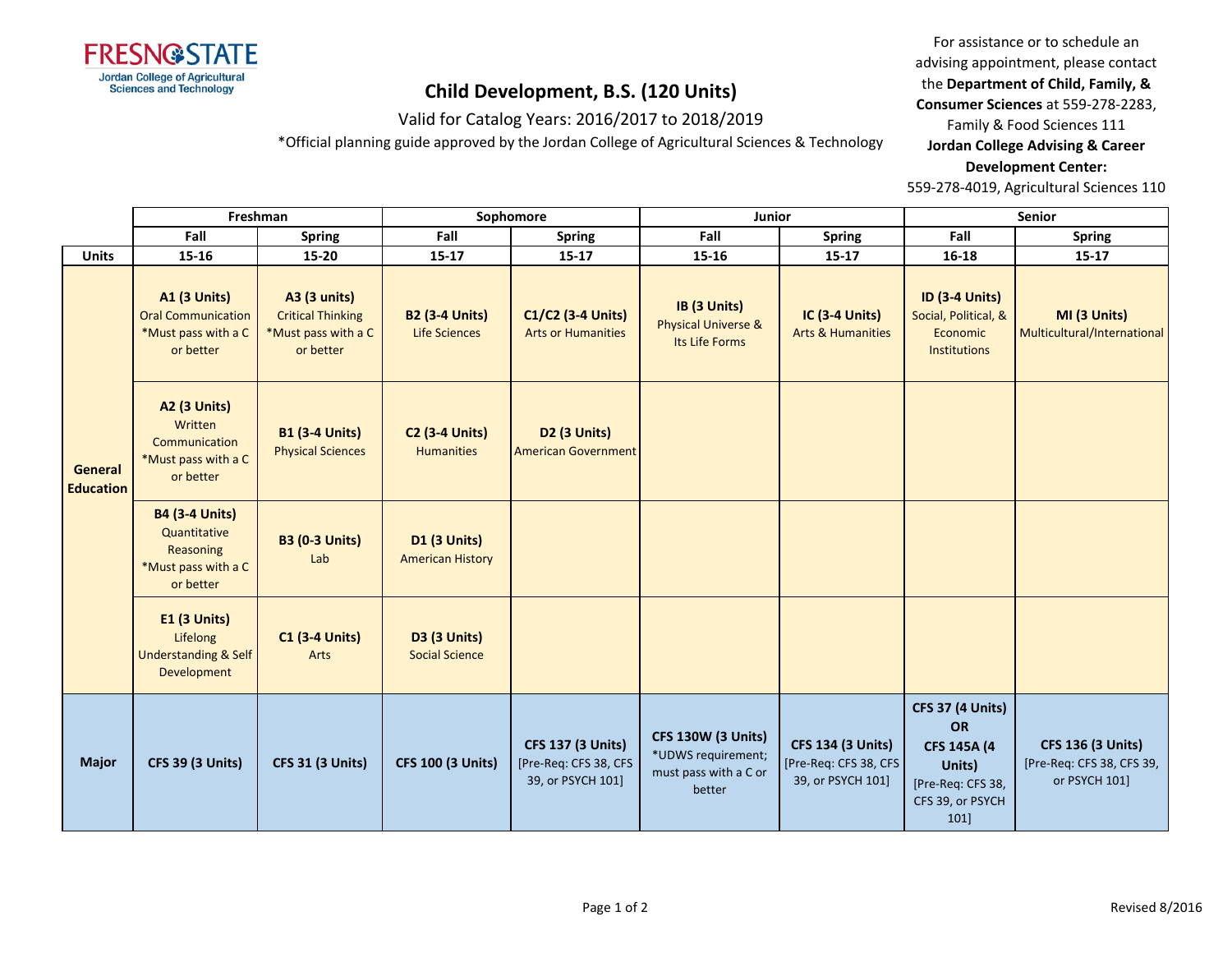FRESNO STATE
Jordan College of Agricultural Sciences and Technology

# Child Development, B.S. (120 Units)

Valid for Catalog Years: 2016/2017 to 2018/2019

*Official planning guide approved by the Jordan College of Agricultural Sciences & Technology

For assistance or to schedule an advising appointment, please contact the **Department of Child, Family, & Consumer Sciences** at 559-278-2283, Family & Food Sciences 111
**Jordan College Advising & Career Development Center:**
559-278-4019, Agricultural Sciences 110

| | Freshman | | Sophomore | | Junior | | Senior | |
|---|---|---|---|---|---|---|---|---|
| | Fall | Spring | Fall | Spring | Fall | Spring | Fall | Spring |
| **Units** | 15-16 | 15-20 | 15-17 | 15-17 | 15-16 | 15-17 | 16-18 | 15-17 |
| **General Education** | **A1 (3 Units)** Oral Communication *Must pass with a C or better | **A3 (3 units)** Critical Thinking *Must pass with a C or better | **B2 (3-4 Units)** Life Sciences | **C1/C2 (3-4 Units)** Arts or Humanities | **IB (3 Units)** Physical Universe & Its Life Forms | **IC (3-4 Units)** Arts & Humanities | **ID (3-4 Units)** Social, Political, & Economic Institutions | **MI (3 Units)** Multicultural/International |
| | **A2 (3 Units)** Written Communication *Must pass with a C or better | **B1 (3-4 Units)** Physical Sciences | **C2 (3-4 Units)** Humanities | **D2 (3 Units)** American Government | | | | |
| | **B4 (3-4 Units)** Quantitative Reasoning *Must pass with a C or better | **B3 (0-3 Units)** Lab | **D1 (3 Units)** American History | | | | | |
| | **E1 (3 Units)** Lifelong Understanding & Self Development | **C1 (3-4 Units)** Arts | **D3 (3 Units)** Social Science | | | | | |
| **Major** | **CFS 39 (3 Units)** | **CFS 31 (3 Units)** | **CFS 100 (3 Units)** | **CFS 137 (3 Units)** [Pre-Req: CFS 38, CFS 39, or PSYCH 101] | **CFS 130W (3 Units)** *UDWS requirement; must pass with a C or better | **CFS 134 (3 Units)** [Pre-Req: CFS 38, CFS 39, or PSYCH 101] | **CFS 37 (4 Units) OR CFS 145A (4 Units)** [Pre-Req: CFS 38, CFS 39, or PSYCH 101] | **CFS 136 (3 Units)** [Pre-Req: CFS 38, CFS 39, or PSYCH 101] |

Revised 8/2016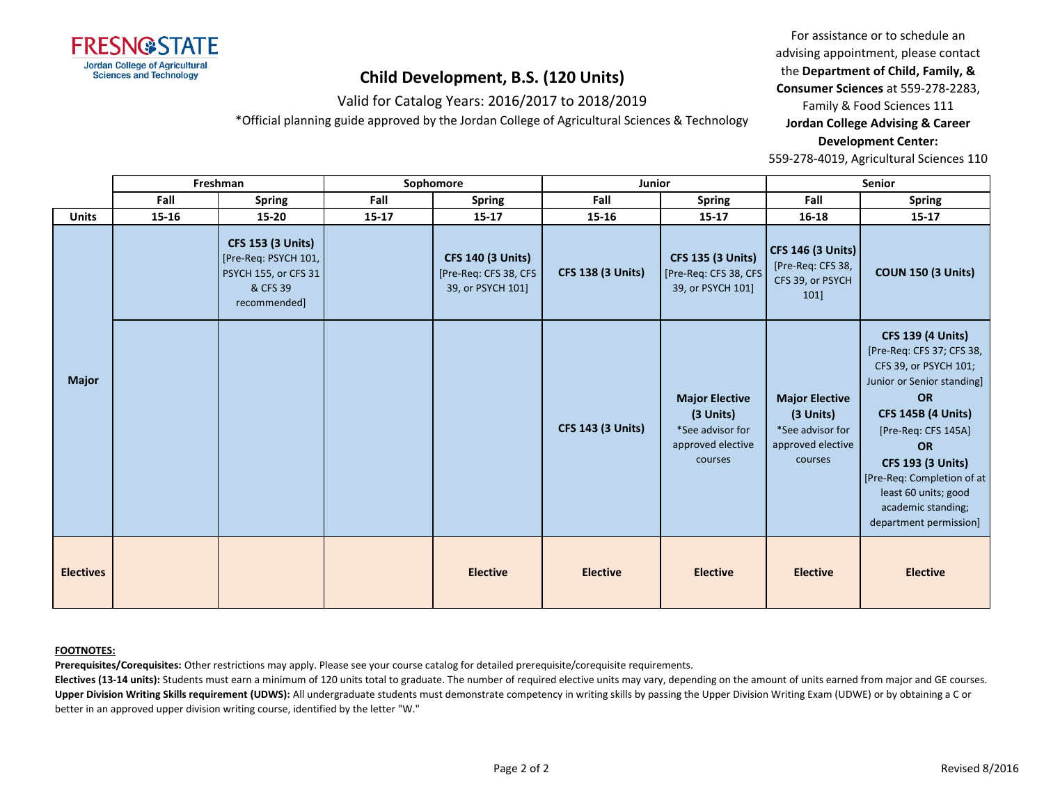# Child Development, B.S. (120 Units)

Valid for Catalog Years: 2016/2017 to 2018/2019

*Official planning guide approved by the Jordan College of Agricultural Sciences & Technology

For assistance or to schedule an advising appointment, please contact the **Department of Child, Family, & Consumer Sciences** at 559-278-2283, Family & Food Sciences 111
**Jordan College Advising & Career Development Center:**
559-278-4019, Agricultural Sciences 110

| | Freshman | | Sophomore | | Junior | | Senior | |
|---|---|---|---|---|---|---|---|---|
| | **Fall** | **Spring** | **Fall** | **Spring** | **Fall** | **Spring** | **Fall** | **Spring** |
| **Units** | **15-16** | **15-20** | **15-17** | **15-17** | **15-16** | **15-17** | **16-18** | **15-17** |
| **Major** | | **CFS 153 (3 Units)** [Pre-Req: PSYCH 101, PSYCH 155, or CFS 31 & CFS 39 recommended] | | **CFS 140 (3 Units)** [Pre-Req: CFS 38, CFS 39, or PSYCH 101] | **CFS 138 (3 Units)** | **CFS 135 (3 Units)** [Pre-Req: CFS 38, CFS 39, or PSYCH 101] | **CFS 146 (3 Units)** [Pre-Req: CFS 38, CFS 39, or PSYCH 101] | **COUN 150 (3 Units)** |
| | | | | | **CFS 143 (3 Units)** | **Major Elective (3 Units)** *See advisor for approved elective courses | **Major Elective (3 Units)** *See advisor for approved elective courses | **CFS 139 (4 Units)** [Pre-Req: CFS 37; CFS 38, CFS 39, or PSYCH 101; Junior or Senior standing] **OR** **CFS 145B (4 Units)** [Pre-Req: CFS 145A] **OR** **CFS 193 (3 Units)** [Pre-Req: Completion of at least 60 units; good academic standing; department permission] |
| **Electives** | | | | **Elective** | **Elective** | **Elective** | **Elective** | **Elective** |

**FOOTNOTES:**

**Prerequisites/Corequisites:** Other restrictions may apply. Please see your course catalog for detailed prerequisite/corequisite requirements.

**Electives (13-14 units):** Students must earn a minimum of 120 units total to graduate. The number of required elective units may vary, depending on the amount of units earned from major and GE courses.

**Upper Division Writing Skills requirement (UDWS):** All undergraduate students must demonstrate competency in writing skills by passing the Upper Division Writing Exam (UDWE) or by obtaining a C or better in an approved upper division writing course, identified by the letter "W."

Revised 8/2016